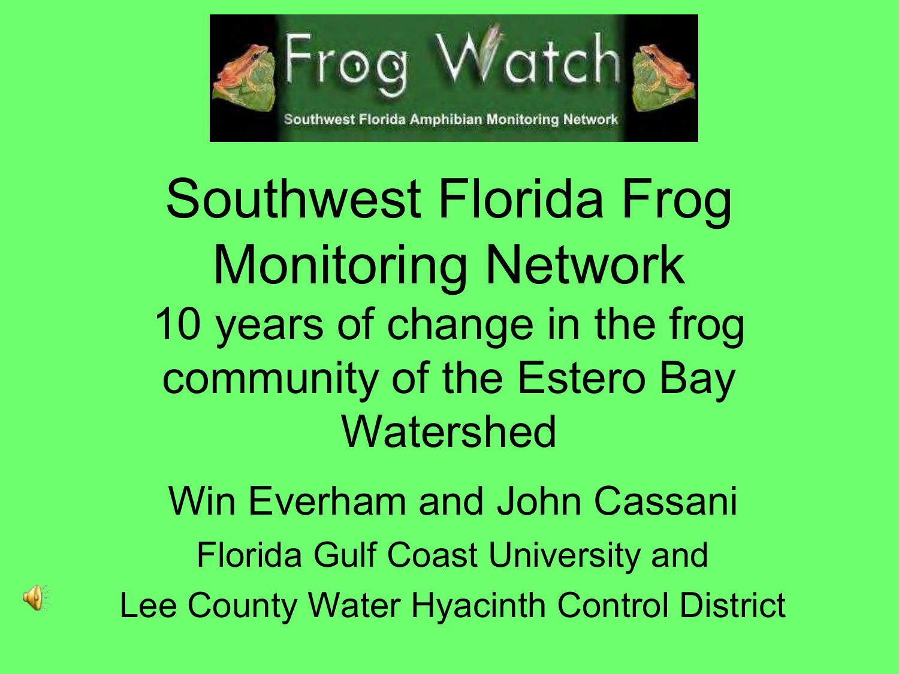Frog Watch

Southwest Florida Amphibian Monitoring Network

# Southwest Florida Frog Monitoring Network

## 10 years of change in the frog community of the Estero Bay Watershed

Win Everham and John Cassani

Florida Gulf Coast University and

Lee County Water Hyacinth Control District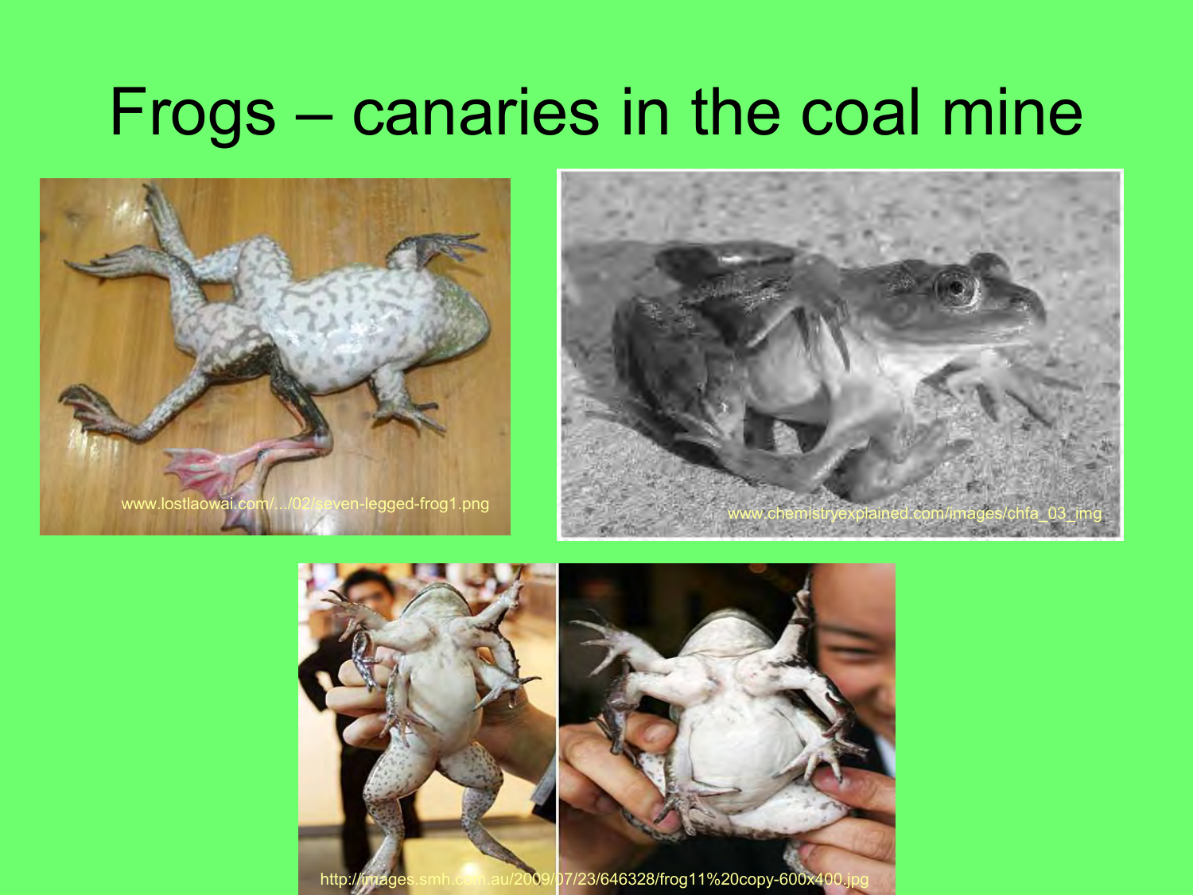# Frogs – canaries in the coal mine

www.lostlaowai.com/.../02/seven-legged-frog1.png

www.chemistryexplained.com/images/chfa_03_img

http://images.smh.com.au/2009/07/23/646328/frog11%20copy-600x400.jpg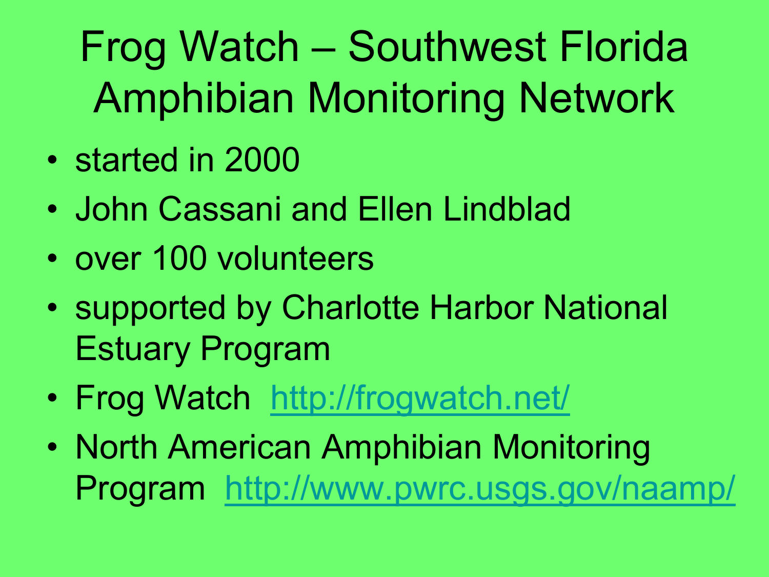# Frog Watch – Southwest Florida Amphibian Monitoring Network

- started in 2000
- John Cassani and Ellen Lindblad
- over 100 volunteers
- supported by Charlotte Harbor National Estuary Program
- Frog Watch http://frogwatch.net/
- North American Amphibian Monitoring Program http://www.pwrc.usgs.gov/naamp/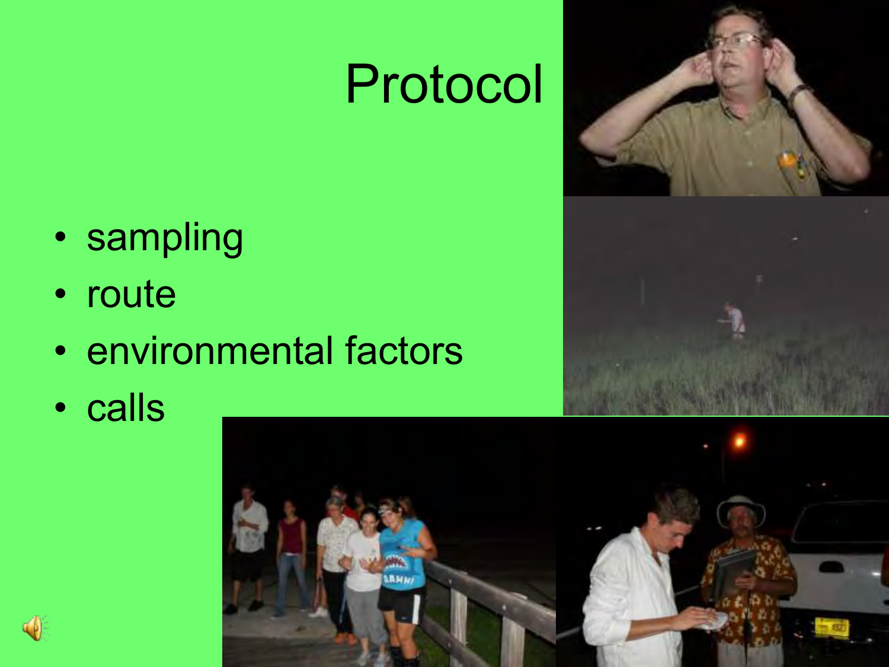# Protocol

- sampling
- route
- environmental factors
- calls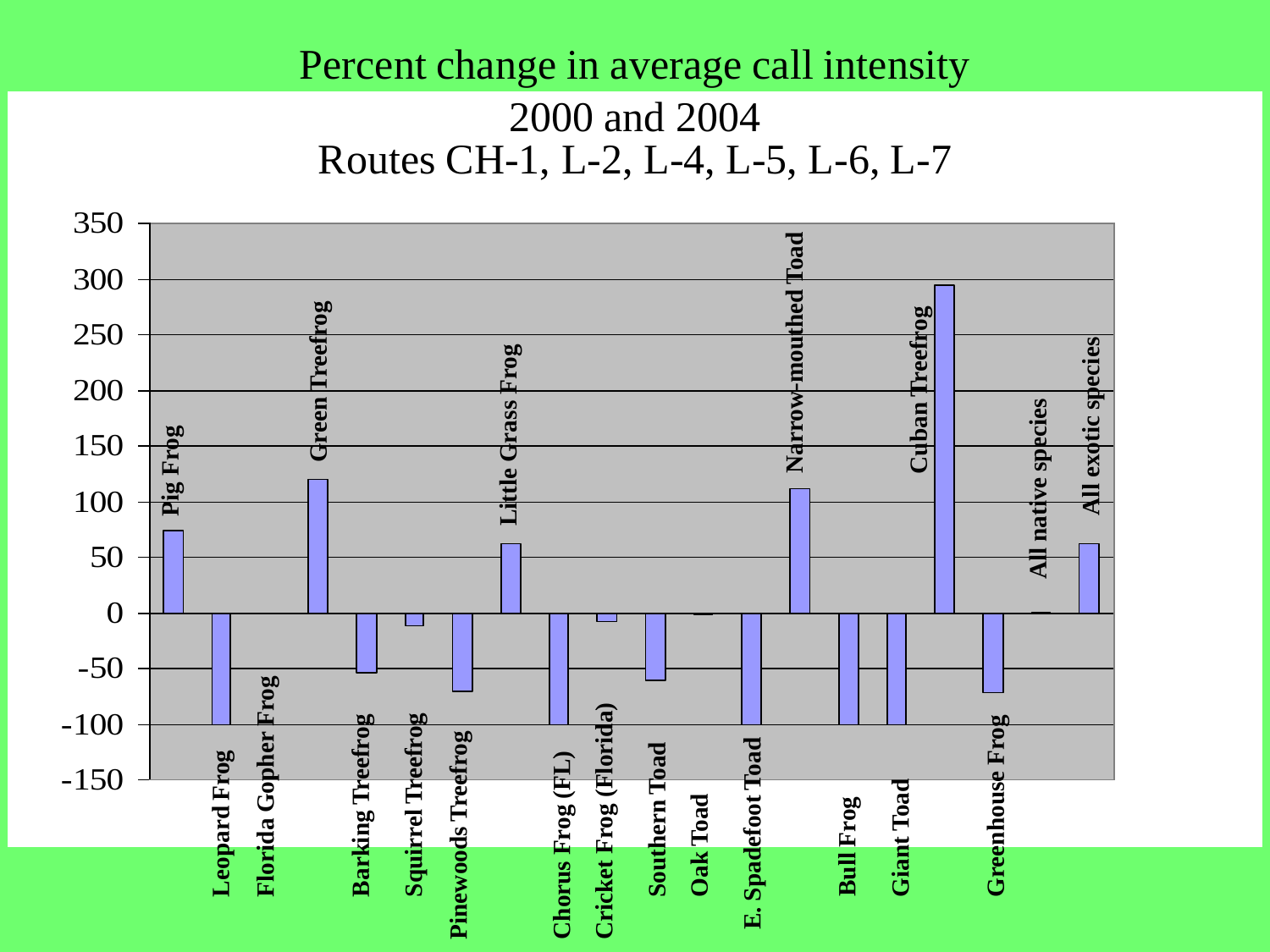# Percent change in average call intensity

2000 and 2004

Routes CH-1, L-2, L-4, L-5, L-6, L-7

350
300
250
200
150
100
50
0
-50
-100
-150

Pig Frog
Leopard Frog
Florida Gopher Frog
Green Treefrog
Barking Treefrog
Squirrel Treefrog
Pinewoods Treefrog
Little Grass Frog
Chorus Frog (FL)
Cricket Frog (Florida)
Southern Toad
Oak Toad
E. Spadefoot Toad
Narrow-mouthed Toad
Bull Frog
Giant Toad
Cuban Treefrog
Greenhouse Frog
All native species
All exotic species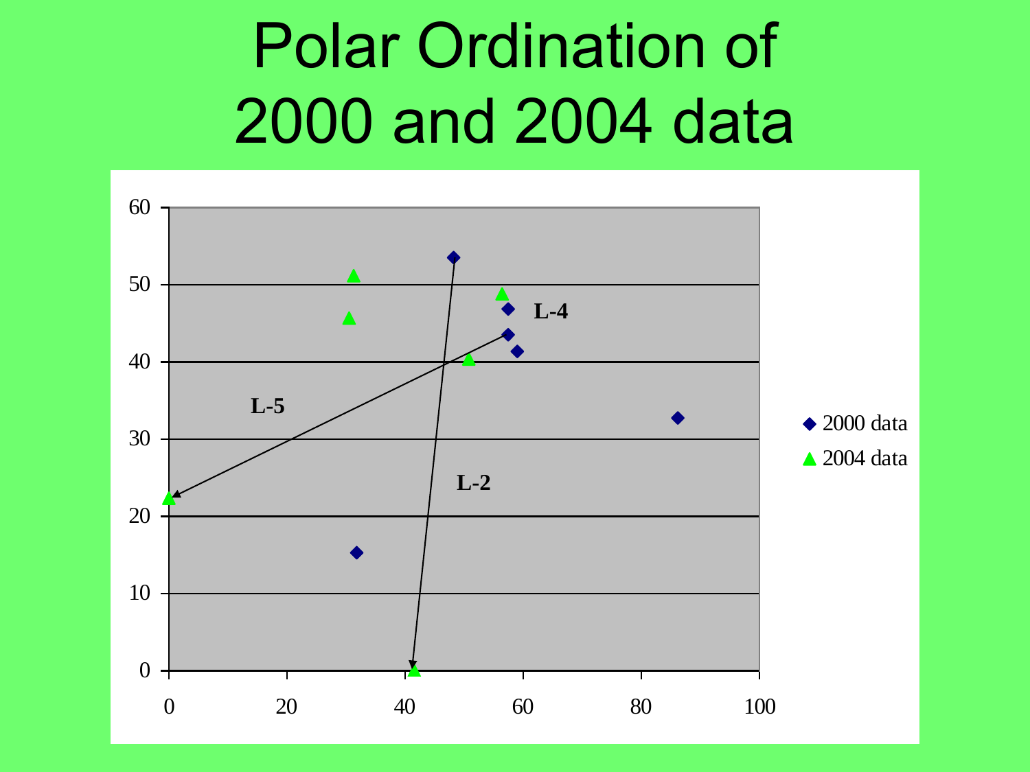# Polar Ordination of 2000 and 2004 data

60
50
40
30
20
10
0

0
20
40
60
80
100

L-4
L-5
L-2

2000 data
2004 data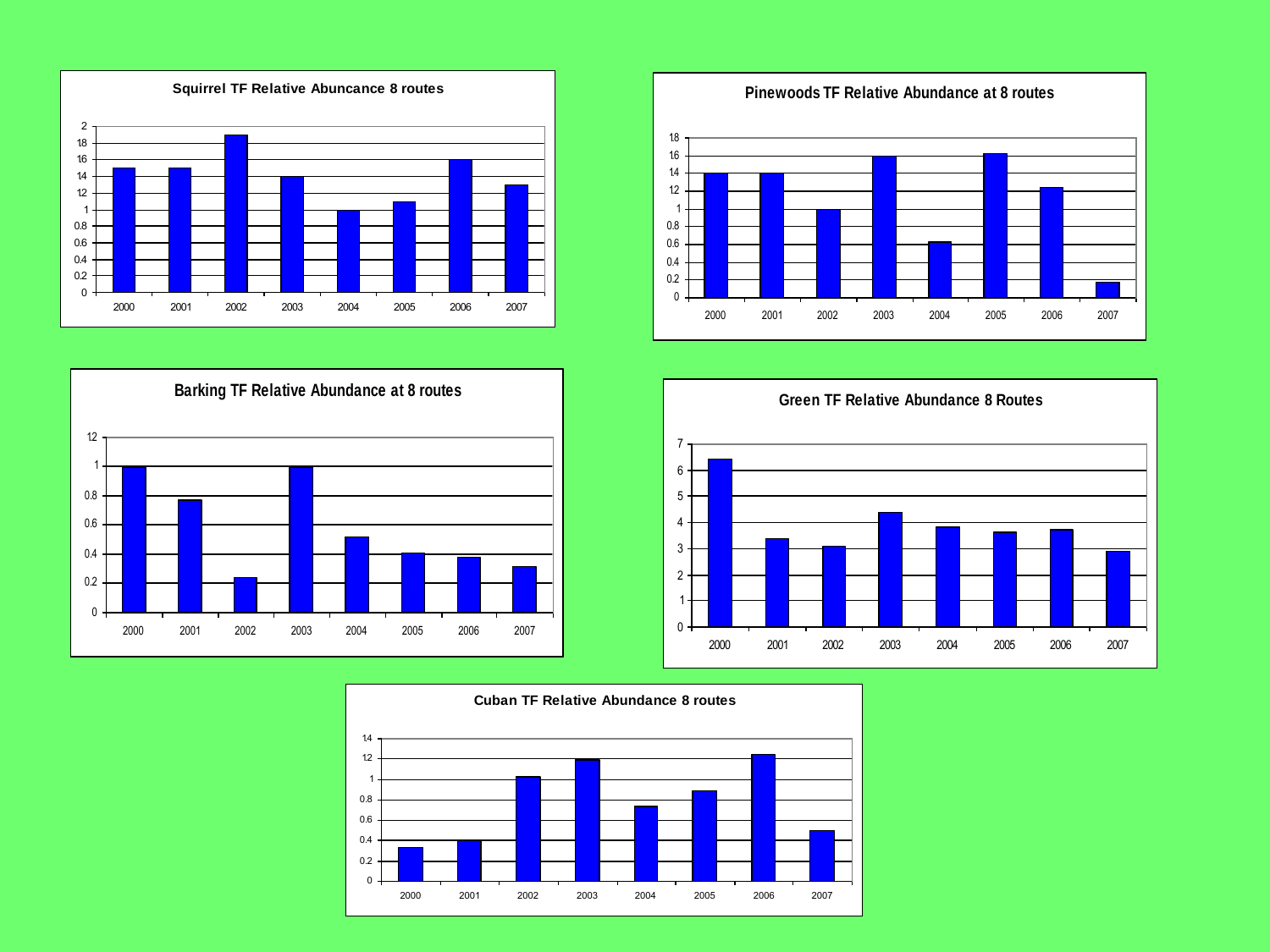Squirrel TF Relative Abuncance 8 routes

2
18
16
14
12
1
0.8
0.6
0.4
0.2
0

2000 2001 2002 2003 2004 2005 2006 2007

Pinewoods TF Relative Abundance at 8 routes

18
16
14
12
1
0.8
0.6
0.4
0.2
0

2000 2001 2002 2003 2004 2005 2006 2007

Barking TF Relative Abundance at 8 routes

12
1
0.8
0.6
0.4
0.2
0

2000 2001 2002 2003 2004 2005 2006 2007

Green TF Relative Abundance 8 Routes

7
6
5
4
3
2
1
0

2000 2001 2002 2003 2004 2005 2006 2007

Cuban TF Relative Abundance 8 routes

14
12
1
0.8
0.6
0.4
0.2
0

2000 2001 2002 2003 2004 2005 2006 2007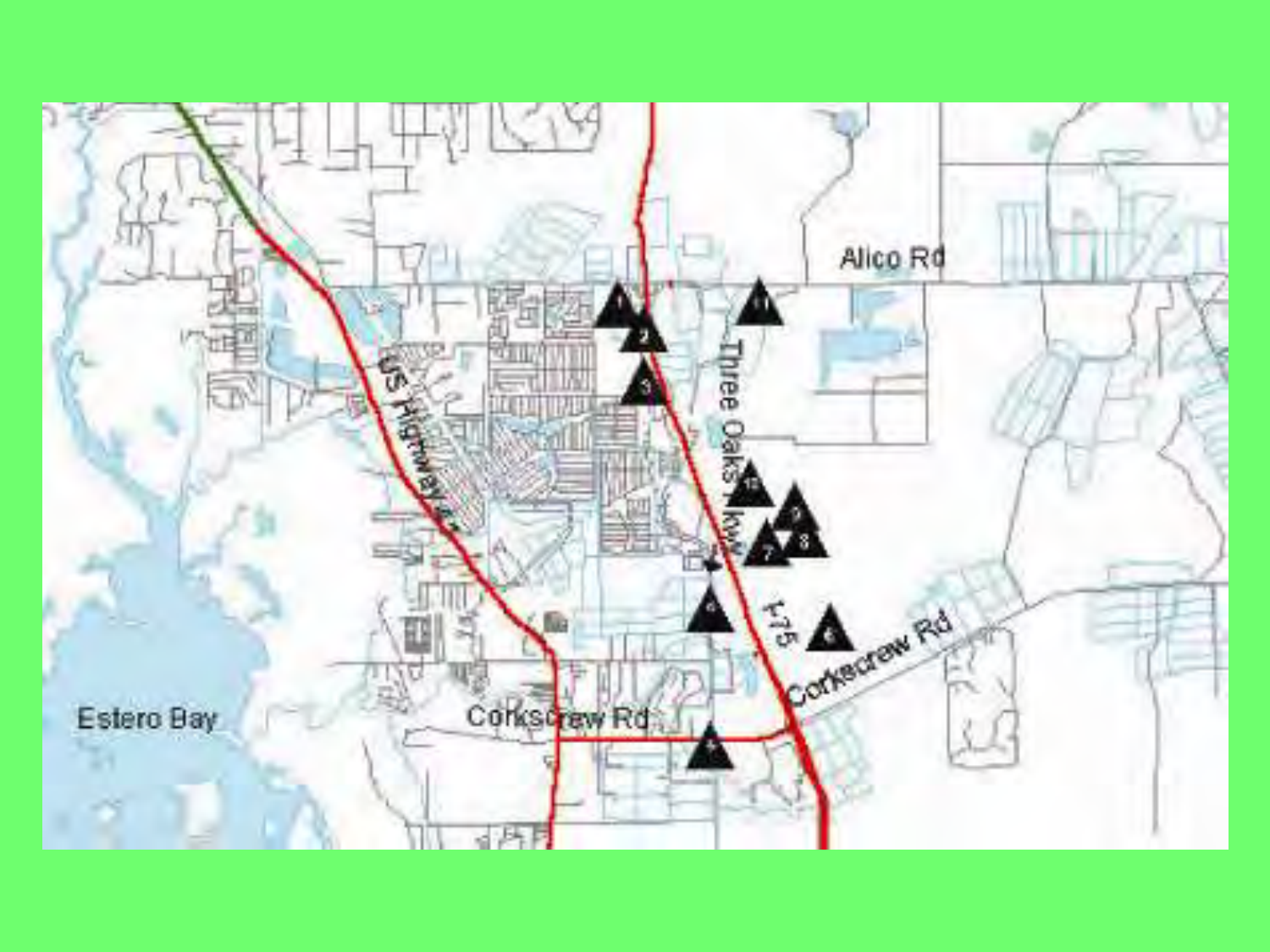Alico Rd

US Highway

Three Oaks Pkwy

I-75

Corkscrew Rd

Corkscrew Rd

Estero Bay

1

2

3

7

8

9

11

12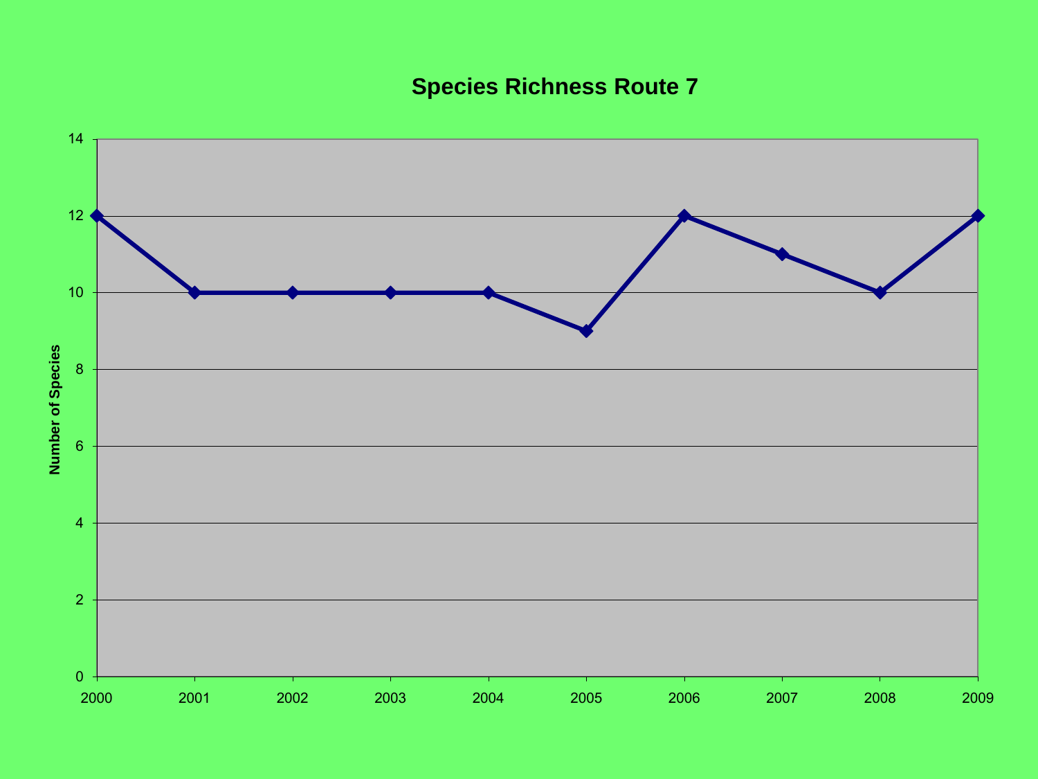# Species Richness Route 7

Number of Species

14
12
10
8
6
4
2
0

2000
2001
2002
2003
2004
2005
2006
2007
2008
2009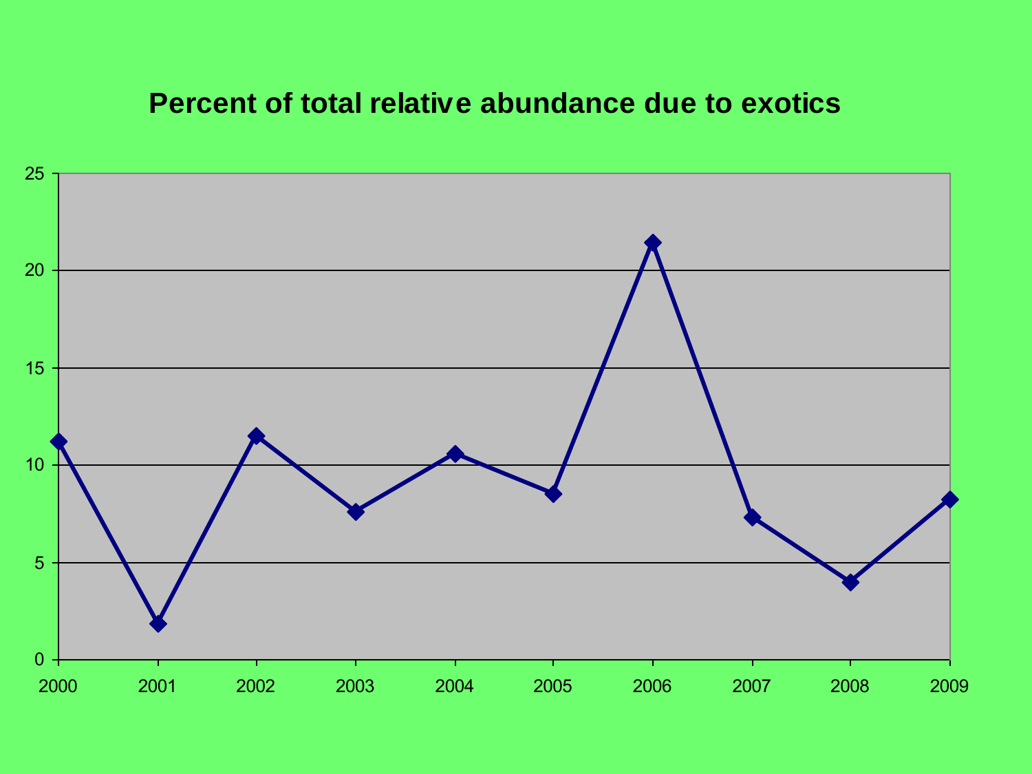# Percent of total relative abundance due to exotics

25
20
15
10
5
0

2000 2001 2002 2003 2004 2005 2006 2007 2008 2009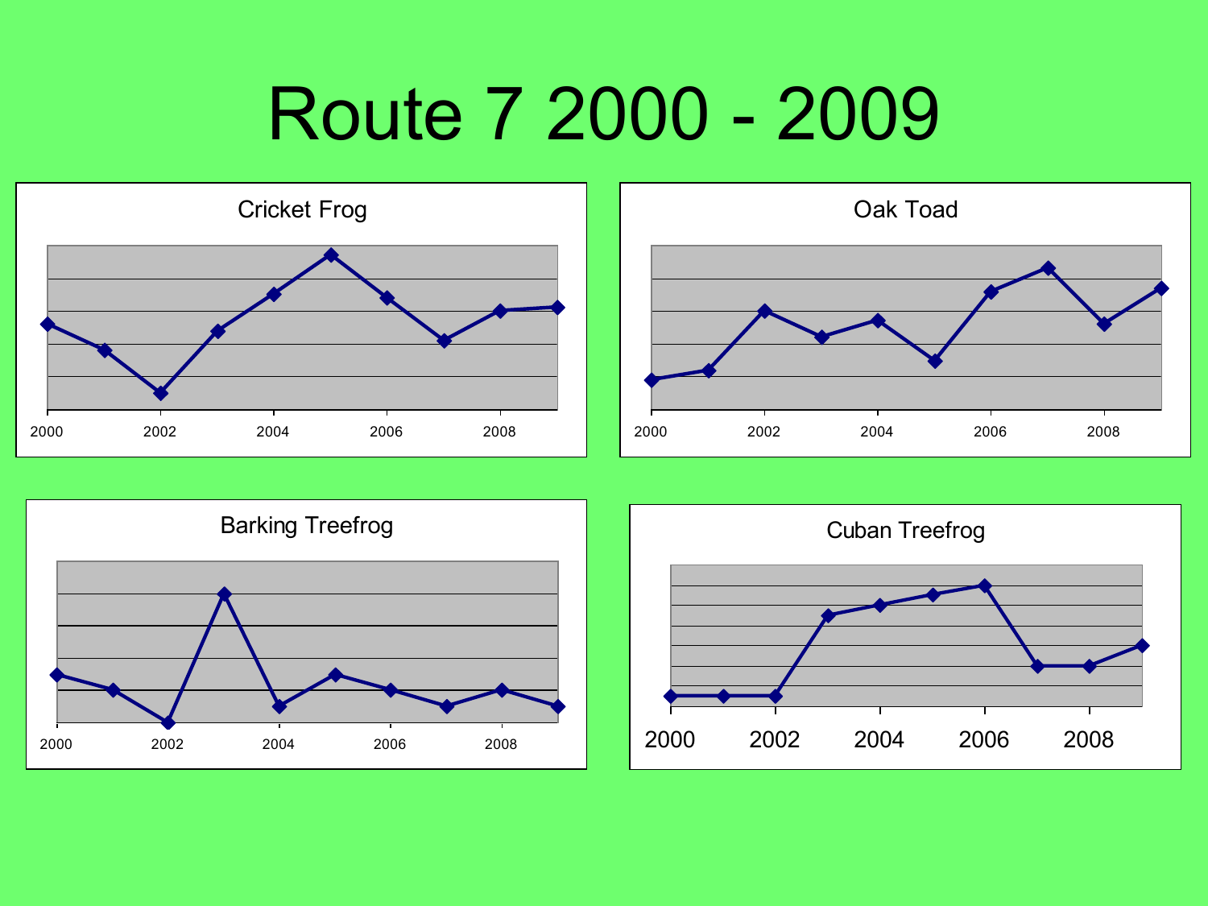# Route 7 2000 - 2009

Cricket Frog

2000
2002
2004
2006
2008

Oak Toad

2000
2002
2004
2006
2008

Barking Treefrog

2000
2002
2004
2006
2008

Cuban Treefrog

2000
2002
2004
2006
2008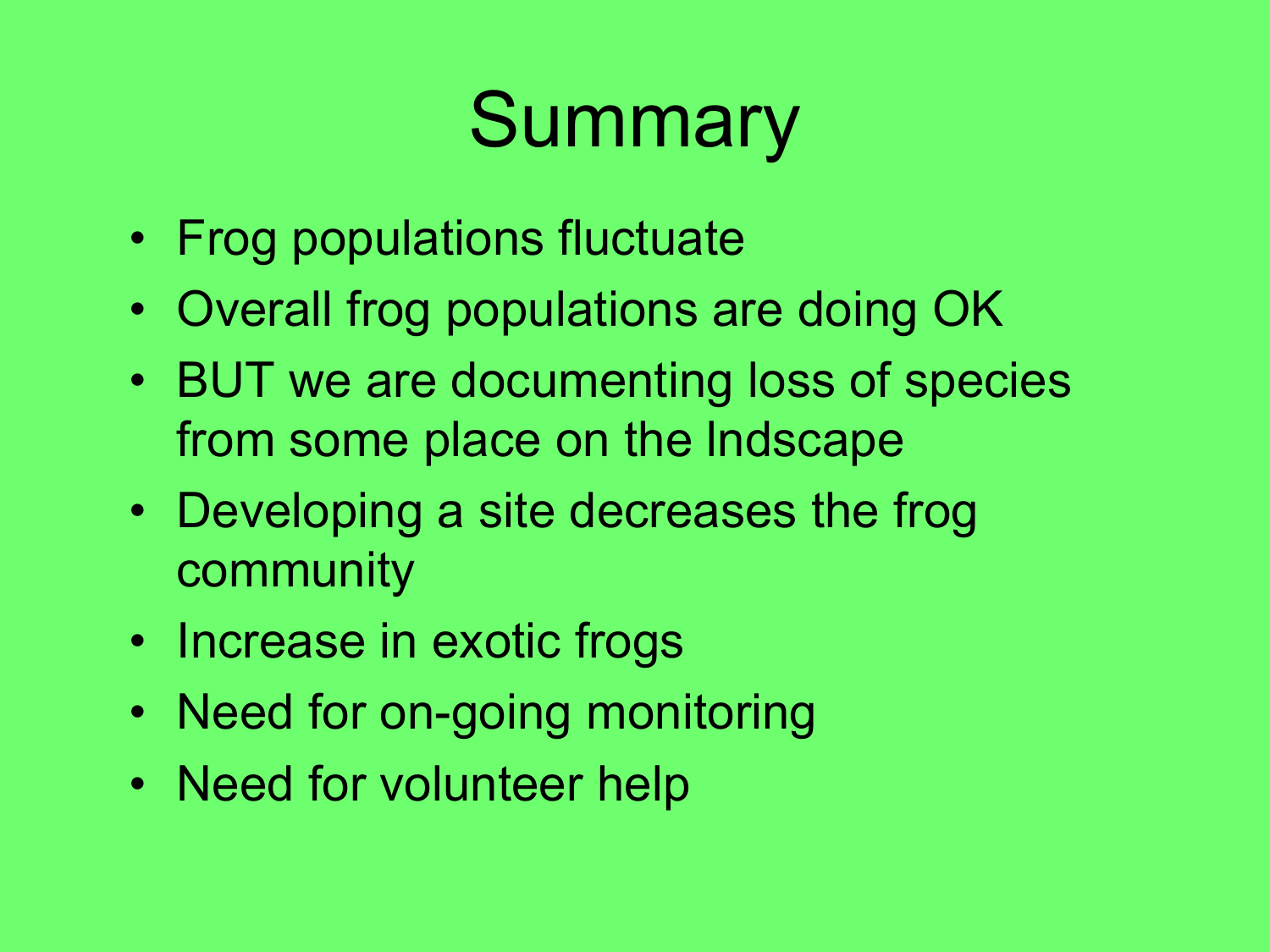# Summary

- Frog populations fluctuate
- Overall frog populations are doing OK
- BUT we are documenting loss of species from some place on the lndscape
- Developing a site decreases the frog community
- Increase in exotic frogs
- Need for on-going monitoring
- Need for volunteer help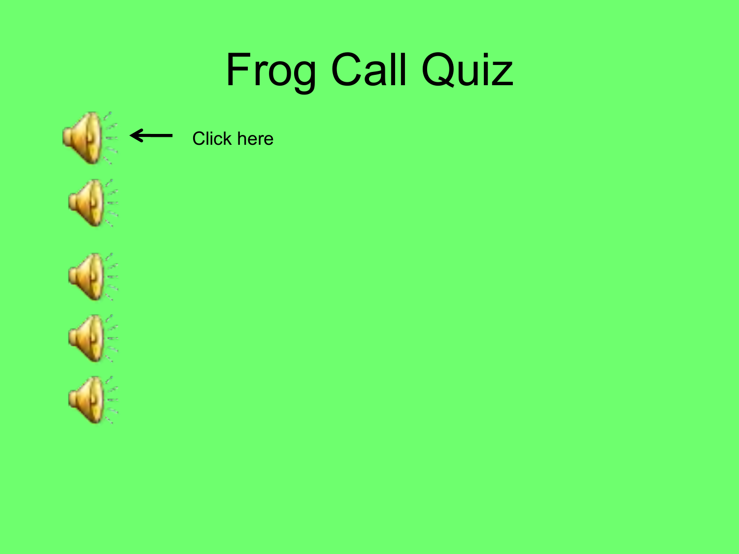# Frog Call Quiz

← Click here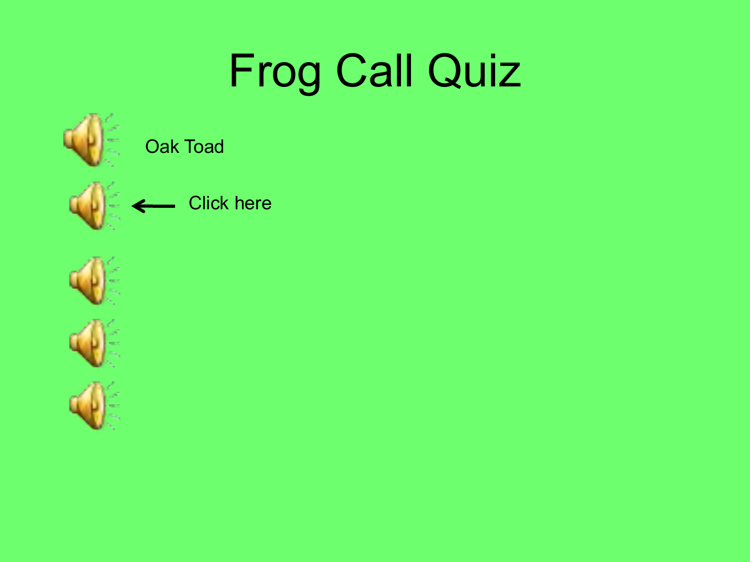# Frog Call Quiz

Oak Toad

← Click here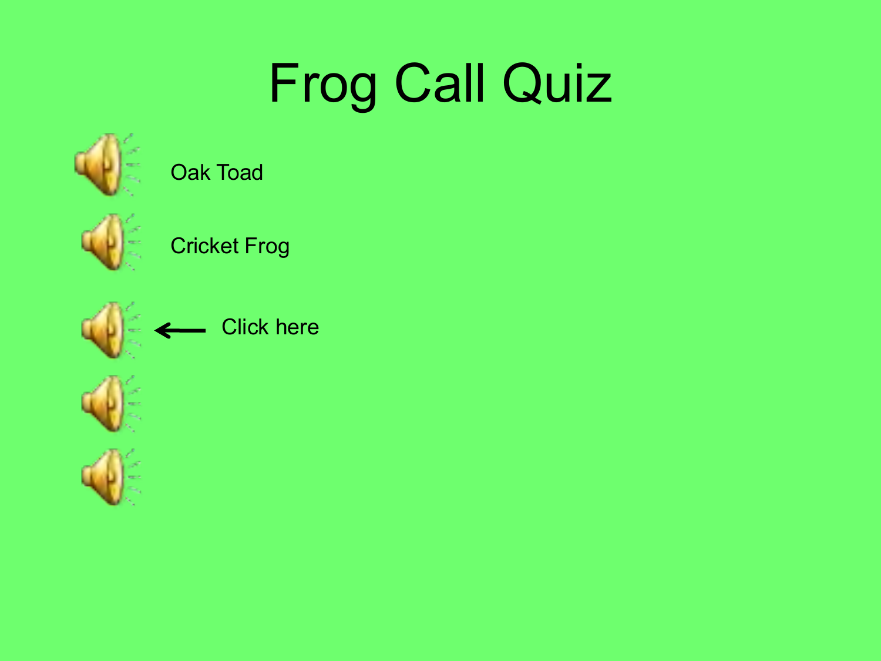# Frog Call Quiz

Oak Toad

Cricket Frog

← Click here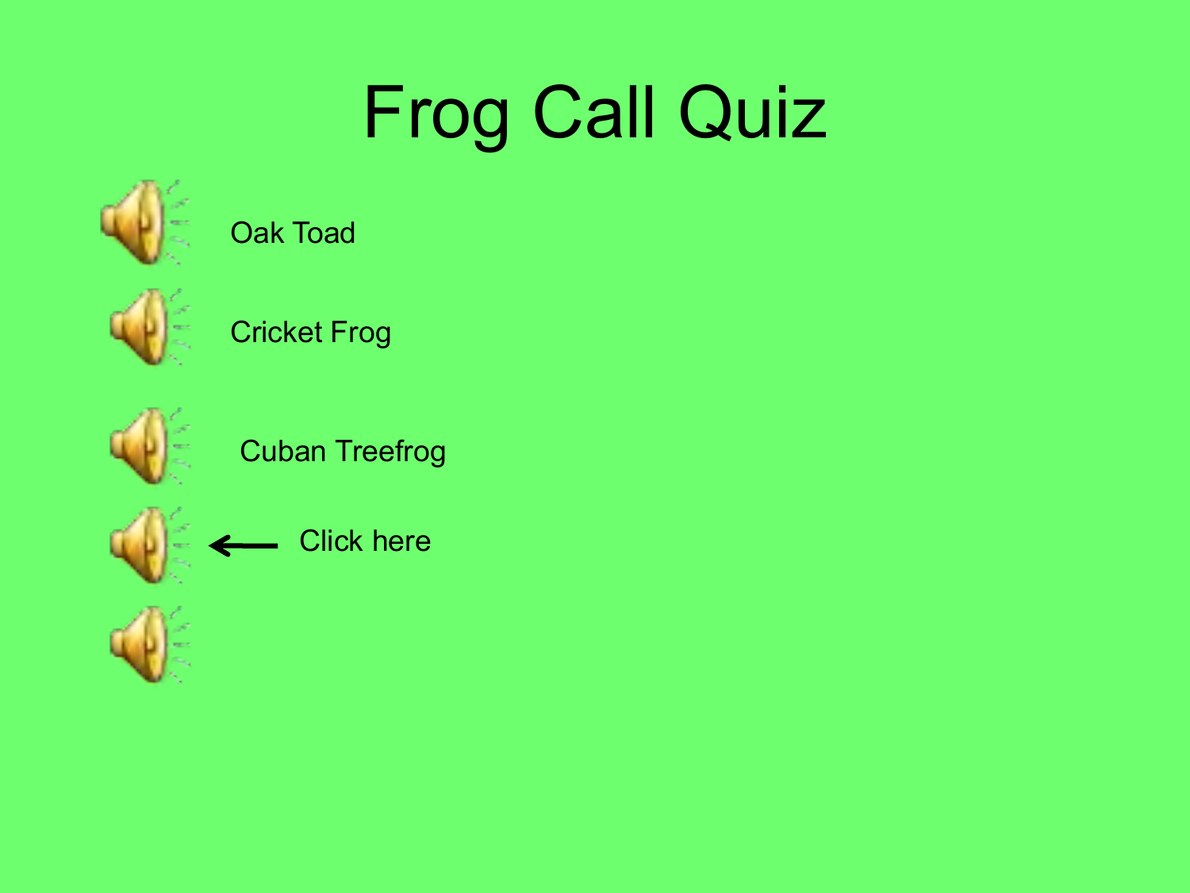# Frog Call Quiz

Oak Toad

Cricket Frog

Cuban Treefrog

← Click here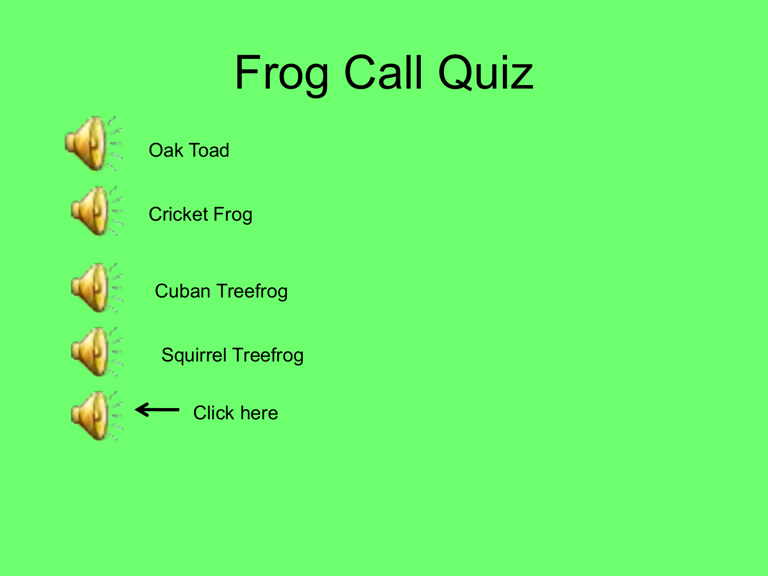# Frog Call Quiz

Oak Toad

Cricket Frog

Cuban Treefrog

Squirrel Treefrog

← Click here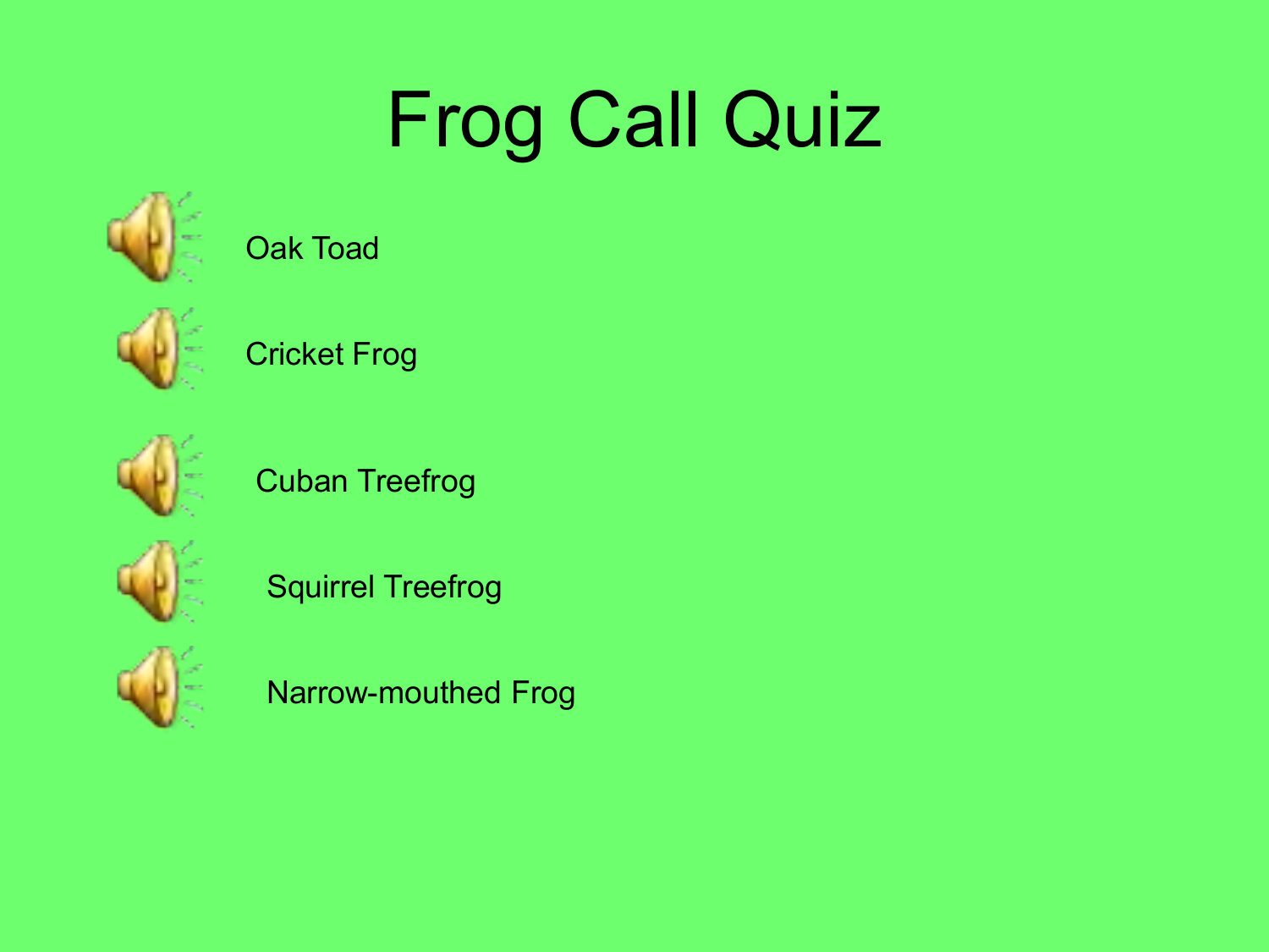# Frog Call Quiz

Oak Toad

Cricket Frog

Cuban Treefrog

Squirrel Treefrog

Narrow-mouthed Frog